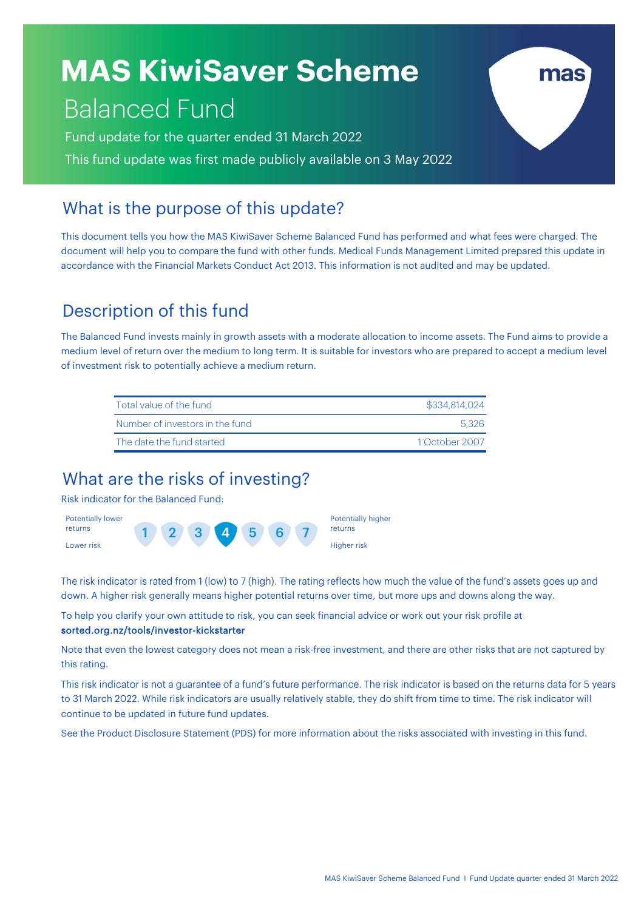# MAS KiwiSaver Scheme

## Balanced Fund

Fund update for the quarter ended 31 March 2022

This fund update was first made publicly available on 3 May 2022

## What is the purpose of this update?

This document tells you how the MAS KiwiSaver Scheme Balanced Fund has performed and what fees were charged. The document will help you to compare the fund with other funds. Medical Funds Management Limited prepared this update in accordance with the Financial Markets Conduct Act 2013. This information is not audited and may be updated.

## Description of this fund

The Balanced Fund invests mainly in growth assets with a moderate allocation to income assets. The Fund aims to provide a medium level of return over the medium to long term. It is suitable for investors who are prepared to accept a medium level of investment risk to potentially achieve a medium return.

| | |
|---|---|
| Total value of the fund | $334,814,024 |
| Number of investors in the fund | 5,326 |
| The date the fund started | 1 October 2007 |

## What are the risks of investing?

Risk indicator for the Balanced Fund:

| Potentially lower returns / Lower risk | 1 | 2 | 3 | **4** | 5 | 6 | 7 | Potentially higher returns / Higher risk |
|---|---|---|---|---|---|---|---|---|

The risk indicator is rated from 1 (low) to 7 (high). The rating reflects how much the value of the fund's assets goes up and down. A higher risk generally means higher potential returns over time, but more ups and downs along the way.

To help you clarify your own attitude to risk, you can seek financial advice or work out your risk profile at **sorted.org.nz/tools/investor-kickstarter**

Note that even the lowest category does not mean a risk-free investment, and there are other risks that are not captured by this rating.

This risk indicator is not a guarantee of a fund's future performance. The risk indicator is based on the returns data for 5 years to 31 March 2022. While risk indicators are usually relatively stable, they do shift from time to time. The risk indicator will continue to be updated in future fund updates.

See the Product Disclosure Statement (PDS) for more information about the risks associated with investing in this fund.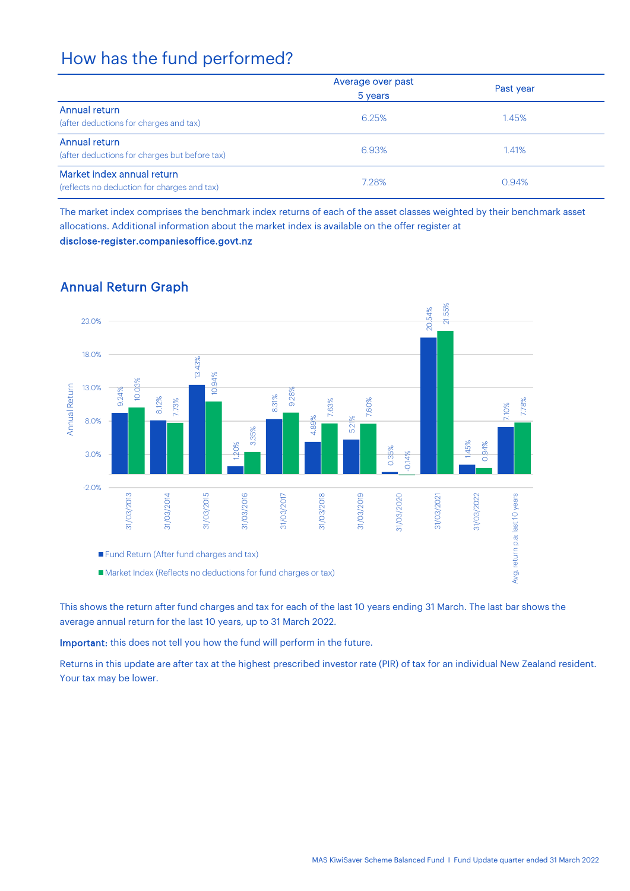# How has the fund performed?

| | Average over past 5 years | Past year |
|---|---|---|
| Annual return<br>(after deductions for charges and tax) | 6.25% | 1.45% |
| Annual return<br>(after deductions for charges but before tax) | 6.93% | 1.41% |
| Market index annual return<br>(reflects no deduction for charges and tax) | 7.28% | 0.94% |

The market index comprises the benchmark index returns of each of the asset classes weighted by their benchmark asset allocations. Additional information about the market index is available on the offer register at **disclose-register.companiesoffice.govt.nz**

## Annual Return Graph

| | Fund Return (After fund charges and tax) | Market Index (Reflects no deductions for fund charges or tax) |
|---|---|---|
| 31/03/2013 | 9.24% | 10.03% |
| 31/03/2014 | 8.12% | 7.73% |
| 31/03/2015 | 13.43% | 10.94% |
| 31/03/2016 | 1.20% | 3.35% |
| 31/03/2017 | 8.31% | 9.28% |
| 31/03/2018 | 4.89% | 7.63% |
| 31/03/2019 | 5.21% | 7.60% |
| 31/03/2020 | 0.35% | -0.14% |
| 31/03/2021 | 20.54% | 21.55% |
| 31/03/2022 | 1.45% | 0.94% |
| Avg. return p.a. last 10 years | 7.10% | 7.78% |

This shows the return after fund charges and tax for each of the last 10 years ending 31 March. The last bar shows the average annual return for the last 10 years, up to 31 March 2022.

**Important:** this does not tell you how the fund will perform in the future.

Returns in this update are after tax at the highest prescribed investor rate (PIR) of tax for an individual New Zealand resident. Your tax may be lower.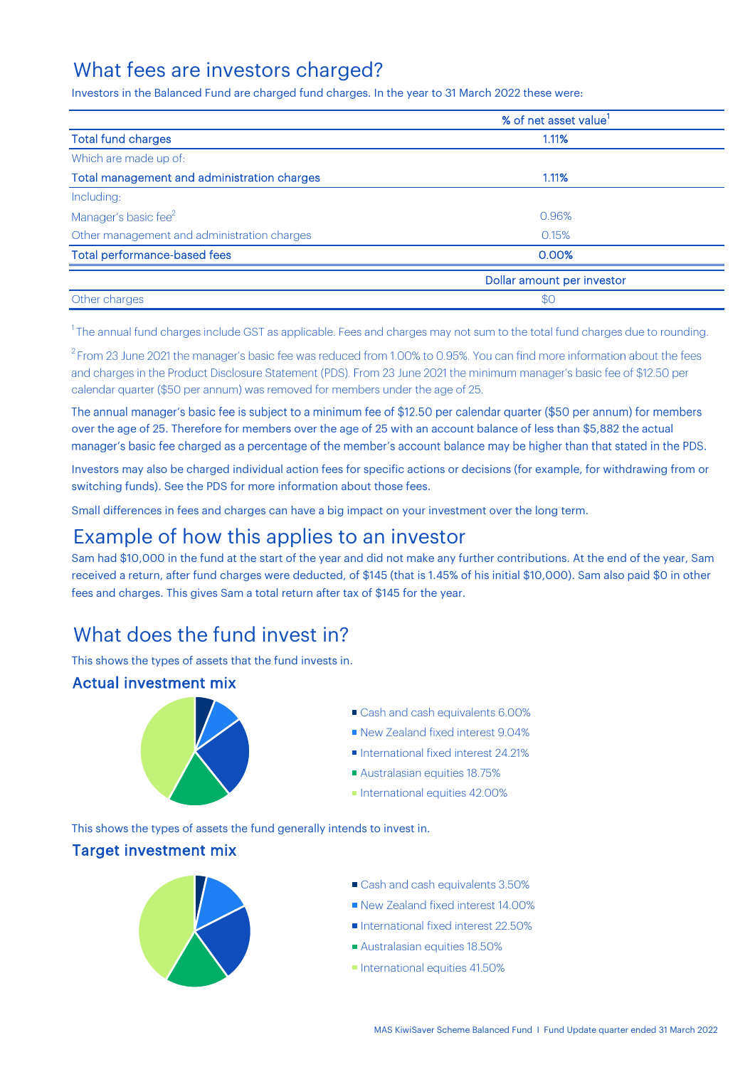# What fees are investors charged?

Investors in the Balanced Fund are charged fund charges. In the year to 31 March 2022 these were:

| | % of net asset value[1] |
|---|---|
| Total fund charges | 1.11% |
| Which are made up of: | |
| Total management and administration charges | 1.11% |
| Including: | |
| Manager's basic fee[2] | 0.96% |
| Other management and administration charges | 0.15% |
| Total performance-based fees | 0.00% |
| | **Dollar amount per investor** |
| Other charges | $0 |

[1] The annual fund charges include GST as applicable. Fees and charges may not sum to the total fund charges due to rounding.

[2] From 23 June 2021 the manager's basic fee was reduced from 1.00% to 0.95%. You can find more information about the fees and charges in the Product Disclosure Statement (PDS). From 23 June 2021 the minimum manager's basic fee of $12.50 per calendar quarter ($50 per annum) was removed for members under the age of 25.

The annual manager's basic fee is subject to a minimum fee of $12.50 per calendar quarter ($50 per annum) for members over the age of 25. Therefore for members over the age of 25 with an account balance of less than $5,882 the actual manager's basic fee charged as a percentage of the member's account balance may be higher than that stated in the PDS.

Investors may also be charged individual action fees for specific actions or decisions (for example, for withdrawing from or switching funds). See the PDS for more information about those fees.

Small differences in fees and charges can have a big impact on your investment over the long term.

# Example of how this applies to an investor

Sam had $10,000 in the fund at the start of the year and did not make any further contributions. At the end of the year, Sam received a return, after fund charges were deducted, of $145 (that is 1.45% of his initial $10,000). Sam also paid $0 in other fees and charges. This gives Sam a total return after tax of $145 for the year.

# What does the fund invest in?

This shows the types of assets that the fund invests in.

## Actual investment mix

- Cash and cash equivalents 6.00%
- New Zealand fixed interest 9.04%
- International fixed interest 24.21%
- Australasian equities 18.75%
- International equities 42.00%

This shows the types of assets the fund generally intends to invest in.

## Target investment mix

- Cash and cash equivalents 3.50%
- New Zealand fixed interest 14.00%
- International fixed interest 22.50%
- Australasian equities 18.50%
- International equities 41.50%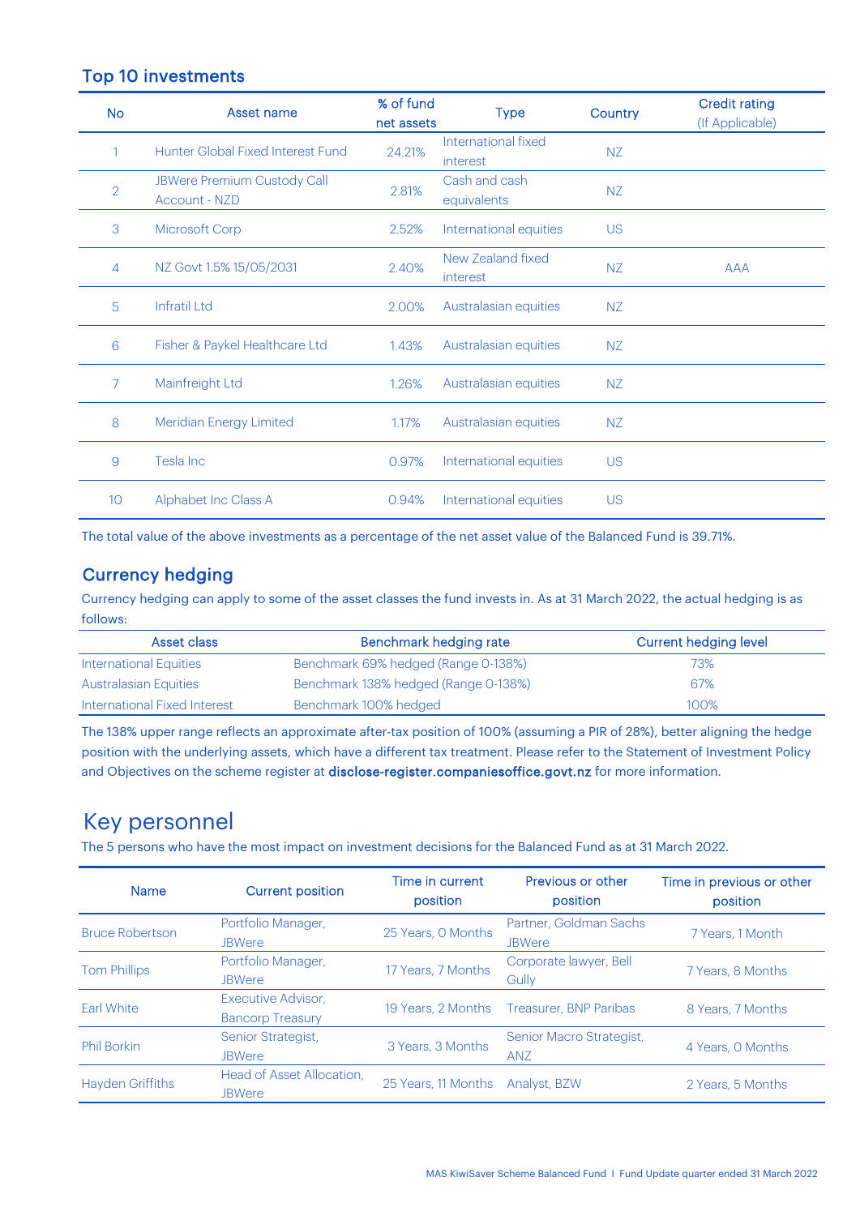## Top 10 investments

| No | Asset name | % of fund net assets | Type | Country | Credit rating (If Applicable) |
|---|---|---|---|---|---|
| 1 | Hunter Global Fixed Interest Fund | 24.21% | International fixed interest | NZ | |
| 2 | JBWere Premium Custody Call Account - NZD | 2.81% | Cash and cash equivalents | NZ | |
| 3 | Microsoft Corp | 2.52% | International equities | US | |
| 4 | NZ Govt 1.5% 15/05/2031 | 2.40% | New Zealand fixed interest | NZ | AAA |
| 5 | Infratil Ltd | 2.00% | Australasian equities | NZ | |
| 6 | Fisher & Paykel Healthcare Ltd | 1.43% | Australasian equities | NZ | |
| 7 | Mainfreight Ltd | 1.26% | Australasian equities | NZ | |
| 8 | Meridian Energy Limited | 1.17% | Australasian equities | NZ | |
| 9 | Tesla Inc | 0.97% | International equities | US | |
| 10 | Alphabet Inc Class A | 0.94% | International equities | US | |

The total value of the above investments as a percentage of the net asset value of the Balanced Fund is 39.71%.

## Currency hedging

Currency hedging can apply to some of the asset classes the fund invests in. As at 31 March 2022, the actual hedging is as follows:

| Asset class | Benchmark hedging rate | Current hedging level |
|---|---|---|
| International Equities | Benchmark 69% hedged (Range 0-138%) | 73% |
| Australasian Equities | Benchmark 138% hedged (Range 0-138%) | 67% |
| International Fixed Interest | Benchmark 100% hedged | 100% |

The 138% upper range reflects an approximate after-tax position of 100% (assuming a PIR of 28%), better aligning the hedge position with the underlying assets, which have a different tax treatment. Please refer to the Statement of Investment Policy and Objectives on the scheme register at **disclose-register.companiesoffice.govt.nz** for more information.

# Key personnel

The 5 persons who have the most impact on investment decisions for the Balanced Fund as at 31 March 2022.

| Name | Current position | Time in current position | Previous or other position | Time in previous or other position |
|---|---|---|---|---|
| Bruce Robertson | Portfolio Manager, JBWere | 25 Years, 0 Months | Partner, Goldman Sachs JBWere | 7 Years, 1 Month |
| Tom Phillips | Portfolio Manager, JBWere | 17 Years, 7 Months | Corporate lawyer, Bell Gully | 7 Years, 8 Months |
| Earl White | Executive Advisor, Bancorp Treasury | 19 Years, 2 Months | Treasurer, BNP Paribas | 8 Years, 7 Months |
| Phil Borkin | Senior Strategist, JBWere | 3 Years, 3 Months | Senior Macro Strategist, ANZ | 4 Years, 0 Months |
| Hayden Griffiths | Head of Asset Allocation, JBWere | 25 Years, 11 Months | Analyst, BZW | 2 Years, 5 Months |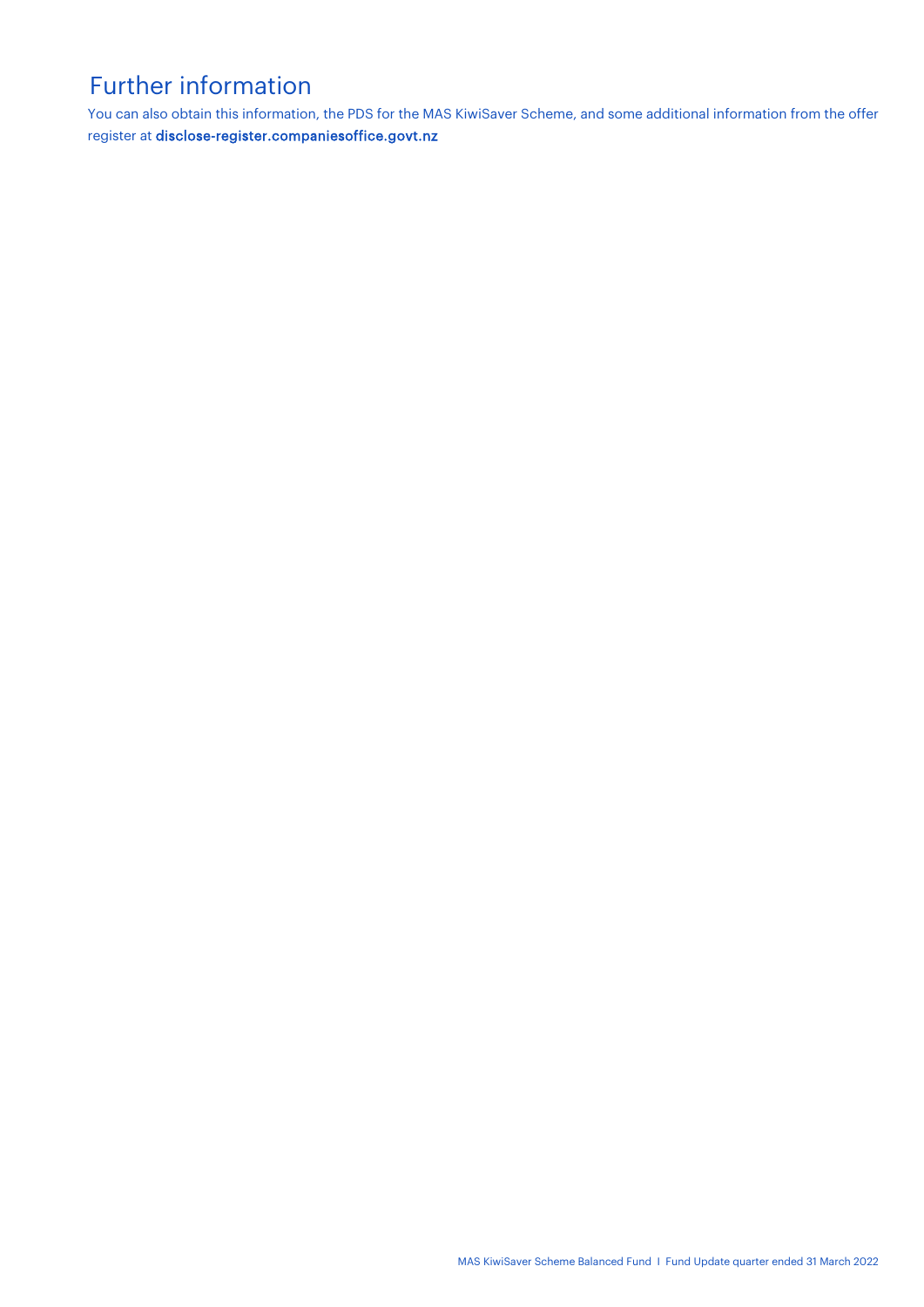## Further information

You can also obtain this information, the PDS for the MAS KiwiSaver Scheme, and some additional information from the offer register at **disclose-register.companiesoffice.govt.nz**